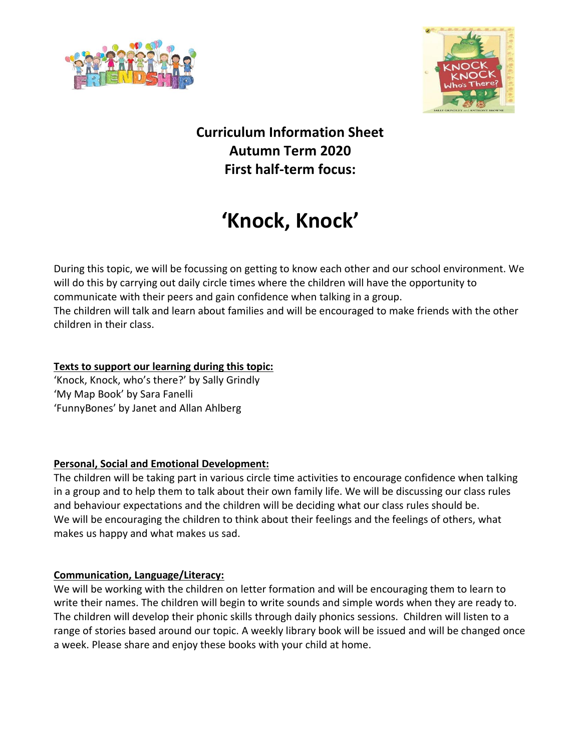# Curriculum Information Sheet
# Autumn Term 2020
# First half-term focus:

# 'Knock, Knock'

During this topic, we will be focussing on getting to know each other and our school environment. We will do this by carrying out daily circle times where the children will have the opportunity to communicate with their peers and gain confidence when talking in a group.
The children will talk and learn about families and will be encouraged to make friends with the other children in their class.

**Texts to support our learning during this topic:**
'Knock, Knock, who's there?' by Sally Grindly
'My Map Book' by Sara Fanelli
'FunnyBones' by Janet and Allan Ahlberg

**Personal, Social and Emotional Development:**
The children will be taking part in various circle time activities to encourage confidence when talking in a group and to help them to talk about their own family life. We will be discussing our class rules and behaviour expectations and the children will be deciding what our class rules should be.
We will be encouraging the children to think about their feelings and the feelings of others, what makes us happy and what makes us sad.

**Communication, Language/Literacy:**
We will be working with the children on letter formation and will be encouraging them to learn to write their names. The children will begin to write sounds and simple words when they are ready to. The children will develop their phonic skills through daily phonics sessions. Children will listen to a range of stories based around our topic. A weekly library book will be issued and will be changed once a week. Please share and enjoy these books with your child at home.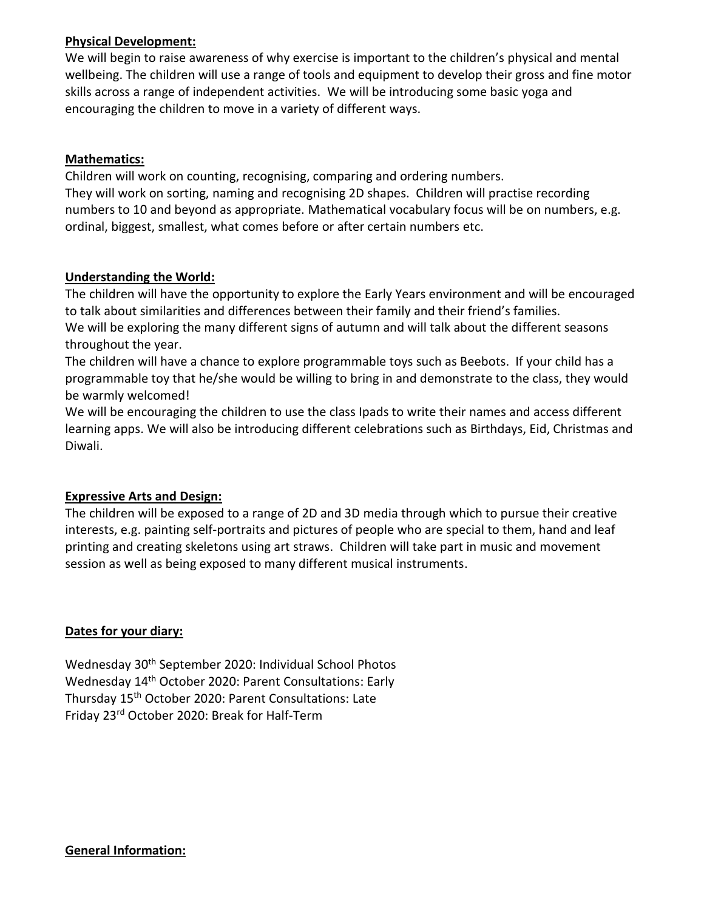**Physical Development:**

We will begin to raise awareness of why exercise is important to the children's physical and mental wellbeing. The children will use a range of tools and equipment to develop their gross and fine motor skills across a range of independent activities. We will be introducing some basic yoga and encouraging the children to move in a variety of different ways.

**Mathematics:**

Children will work on counting, recognising, comparing and ordering numbers.
They will work on sorting, naming and recognising 2D shapes. Children will practise recording numbers to 10 and beyond as appropriate. Mathematical vocabulary focus will be on numbers, e.g. ordinal, biggest, smallest, what comes before or after certain numbers etc.

**Understanding the World:**

The children will have the opportunity to explore the Early Years environment and will be encouraged to talk about similarities and differences between their family and their friend's families.
We will be exploring the many different signs of autumn and will talk about the different seasons throughout the year.
The children will have a chance to explore programmable toys such as Beebots. If your child has a programmable toy that he/she would be willing to bring in and demonstrate to the class, they would be warmly welcomed!
We will be encouraging the children to use the class Ipads to write their names and access different learning apps. We will also be introducing different celebrations such as Birthdays, Eid, Christmas and Diwali.

**Expressive Arts and Design:**

The children will be exposed to a range of 2D and 3D media through which to pursue their creative interests, e.g. painting self-portraits and pictures of people who are special to them, hand and leaf printing and creating skeletons using art straws. Children will take part in music and movement session as well as being exposed to many different musical instruments.

**Dates for your diary:**

Wednesday 30th September 2020: Individual School Photos
Wednesday 14th October 2020: Parent Consultations: Early
Thursday 15th October 2020: Parent Consultations: Late
Friday 23rd October 2020: Break for Half-Term

**General Information:**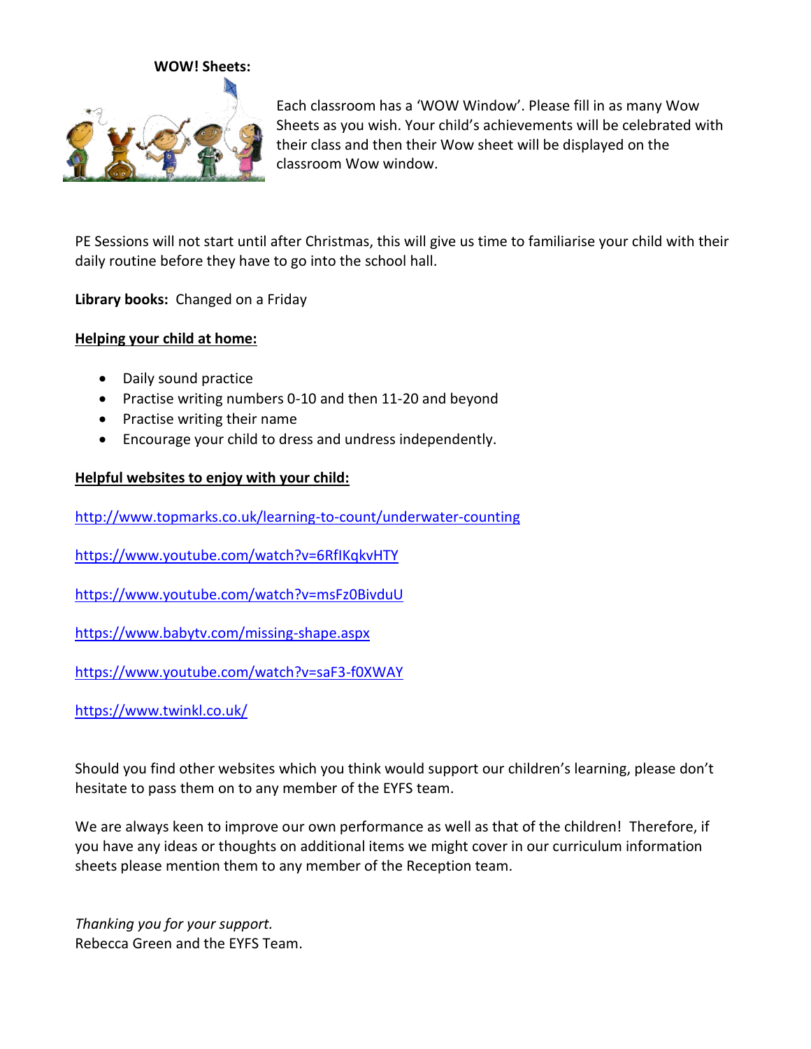**WOW! Sheets:**

Each classroom has a 'WOW Window'. Please fill in as many Wow Sheets as you wish. Your child's achievements will be celebrated with their class and then their Wow sheet will be displayed on the classroom Wow window.

PE Sessions will not start until after Christmas, this will give us time to familiarise your child with their daily routine before they have to go into the school hall.

**Library books:** Changed on a Friday

**Helping your child at home:**

- Daily sound practice
- Practise writing numbers 0-10 and then 11-20 and beyond
- Practise writing their name
- Encourage your child to dress and undress independently.

**Helpful websites to enjoy with your child:**

http://www.topmarks.co.uk/learning-to-count/underwater-counting

https://www.youtube.com/watch?v=6RfIKqkvHTY

https://www.youtube.com/watch?v=msFz0BivduU

https://www.babytv.com/missing-shape.aspx

https://www.youtube.com/watch?v=saF3-f0XWAY

https://www.twinkl.co.uk/

Should you find other websites which you think would support our children's learning, please don't hesitate to pass them on to any member of the EYFS team.

We are always keen to improve our own performance as well as that of the children! Therefore, if you have any ideas or thoughts on additional items we might cover in our curriculum information sheets please mention them to any member of the Reception team.

*Thanking you for your support.*
Rebecca Green and the EYFS Team.